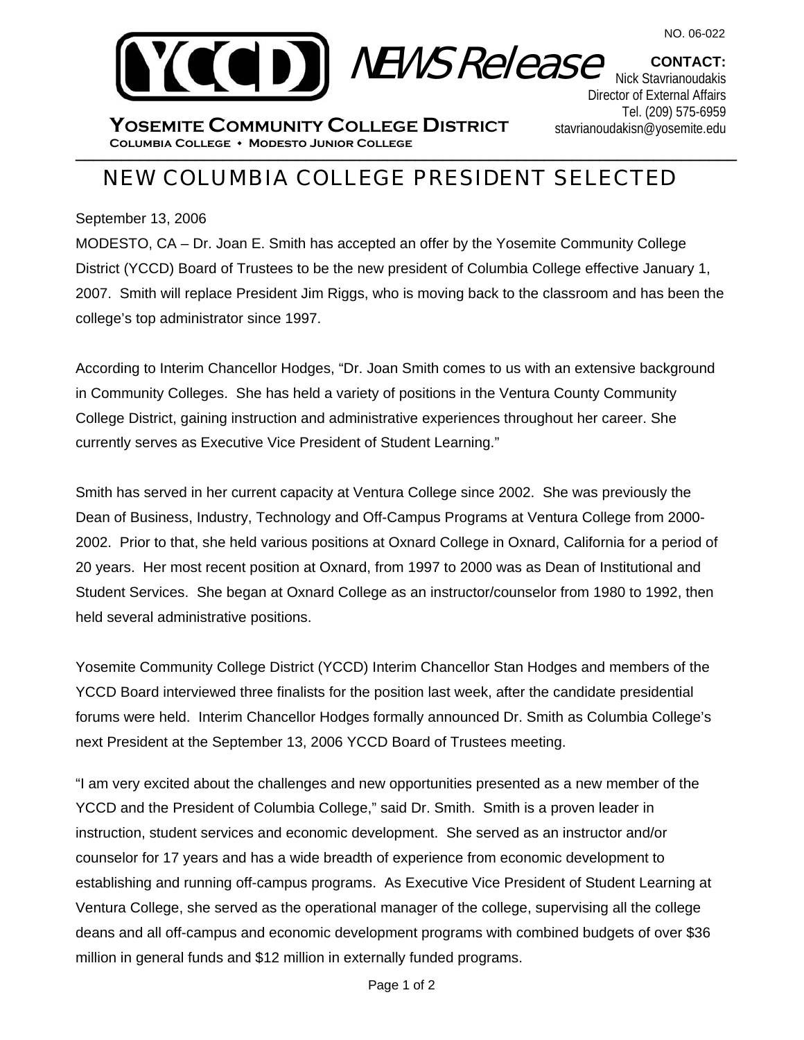NO. 06-022

YCCD NEWS Release

**CONTACT:**
Nick Stavrianoudakis
Director of External Affairs
Tel. (209) 575-6959
stavrianoudakisn@yosemite.edu

**YOSEMITE COMMUNITY COLLEGE DISTRICT**
**COLUMBIA COLLEGE • MODESTO JUNIOR COLLEGE**

# NEW COLUMBIA COLLEGE PRESIDENT SELECTED

September 13, 2006

MODESTO, CA – Dr. Joan E. Smith has accepted an offer by the Yosemite Community College District (YCCD) Board of Trustees to be the new president of Columbia College effective January 1, 2007. Smith will replace President Jim Riggs, who is moving back to the classroom and has been the college's top administrator since 1997.

According to Interim Chancellor Hodges, "Dr. Joan Smith comes to us with an extensive background in Community Colleges. She has held a variety of positions in the Ventura County Community College District, gaining instruction and administrative experiences throughout her career. She currently serves as Executive Vice President of Student Learning."

Smith has served in her current capacity at Ventura College since 2002. She was previously the Dean of Business, Industry, Technology and Off-Campus Programs at Ventura College from 2000-2002. Prior to that, she held various positions at Oxnard College in Oxnard, California for a period of 20 years. Her most recent position at Oxnard, from 1997 to 2000 was as Dean of Institutional and Student Services. She began at Oxnard College as an instructor/counselor from 1980 to 1992, then held several administrative positions.

Yosemite Community College District (YCCD) Interim Chancellor Stan Hodges and members of the YCCD Board interviewed three finalists for the position last week, after the candidate presidential forums were held. Interim Chancellor Hodges formally announced Dr. Smith as Columbia College's next President at the September 13, 2006 YCCD Board of Trustees meeting.

"I am very excited about the challenges and new opportunities presented as a new member of the YCCD and the President of Columbia College," said Dr. Smith. Smith is a proven leader in instruction, student services and economic development. She served as an instructor and/or counselor for 17 years and has a wide breadth of experience from economic development to establishing and running off-campus programs. As Executive Vice President of Student Learning at Ventura College, she served as the operational manager of the college, supervising all the college deans and all off-campus and economic development programs with combined budgets of over $36 million in general funds and $12 million in externally funded programs.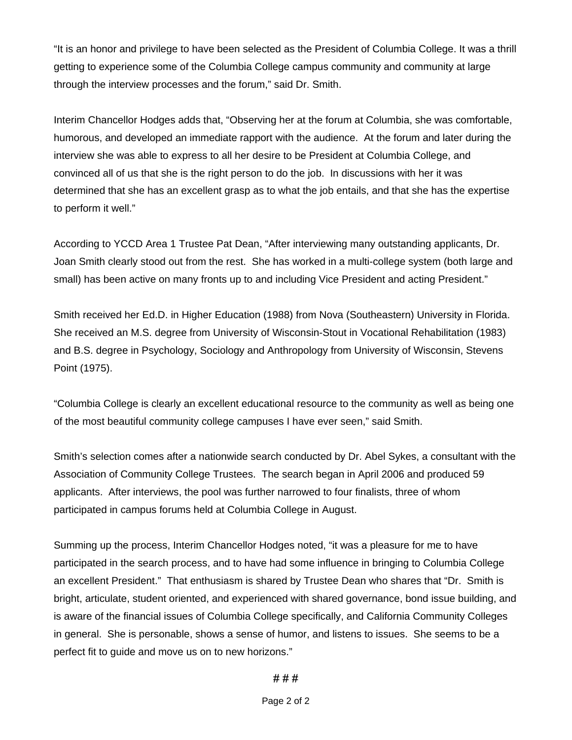"It is an honor and privilege to have been selected as the President of Columbia College. It was a thrill getting to experience some of the Columbia College campus community and community at large through the interview processes and the forum," said Dr. Smith.

Interim Chancellor Hodges adds that, "Observing her at the forum at Columbia, she was comfortable, humorous, and developed an immediate rapport with the audience. At the forum and later during the interview she was able to express to all her desire to be President at Columbia College, and convinced all of us that she is the right person to do the job. In discussions with her it was determined that she has an excellent grasp as to what the job entails, and that she has the expertise to perform it well."

According to YCCD Area 1 Trustee Pat Dean, "After interviewing many outstanding applicants, Dr. Joan Smith clearly stood out from the rest. She has worked in a multi-college system (both large and small) has been active on many fronts up to and including Vice President and acting President."

Smith received her Ed.D. in Higher Education (1988) from Nova (Southeastern) University in Florida. She received an M.S. degree from University of Wisconsin-Stout in Vocational Rehabilitation (1983) and B.S. degree in Psychology, Sociology and Anthropology from University of Wisconsin, Stevens Point (1975).

"Columbia College is clearly an excellent educational resource to the community as well as being one of the most beautiful community college campuses I have ever seen," said Smith.

Smith's selection comes after a nationwide search conducted by Dr. Abel Sykes, a consultant with the Association of Community College Trustees. The search began in April 2006 and produced 59 applicants. After interviews, the pool was further narrowed to four finalists, three of whom participated in campus forums held at Columbia College in August.

Summing up the process, Interim Chancellor Hodges noted, "it was a pleasure for me to have participated in the search process, and to have had some influence in bringing to Columbia College an excellent President." That enthusiasm is shared by Trustee Dean who shares that "Dr. Smith is bright, articulate, student oriented, and experienced with shared governance, bond issue building, and is aware of the financial issues of Columbia College specifically, and California Community Colleges in general. She is personable, shows a sense of humor, and listens to issues. She seems to be a perfect fit to guide and move us on to new horizons."

# # #